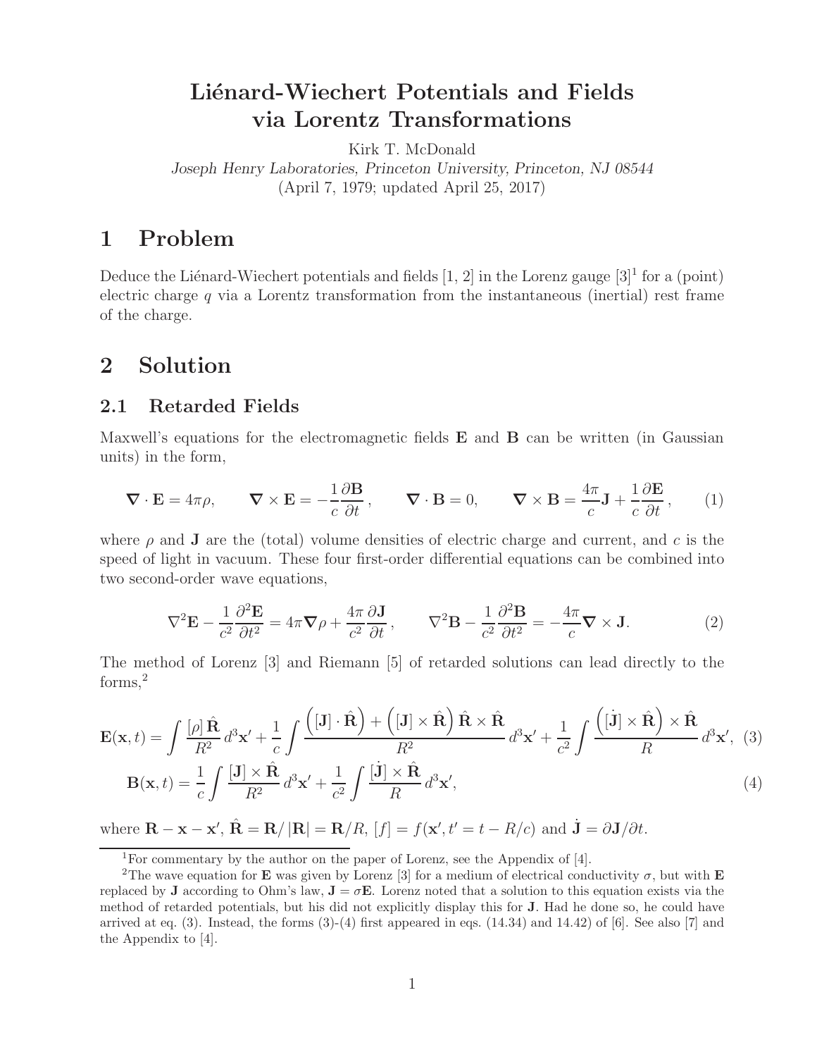# Liénard-Wiechert Potentials and Fields via Lorentz Transformations

Kirk T. McDonald

*Joseph Henry Laboratories, Princeton University, Princeton, NJ 08544*

(April 7, 1979; updated April 25, 2017)

## 1 Problem

Deduce the Liénard-Wiechert potentials and fields [1, 2] in the Lorenz gauge [3][1] for a (point) electric charge $q$ via a Lorentz transformation from the instantaneous (inertial) rest frame of the charge.

## 2 Solution

### 2.1 Retarded Fields

Maxwell's equations for the electromagnetic fields $\mathbf{E}$ and $\mathbf{B}$ can be written (in Gaussian units) in the form,

$$\boldsymbol{\nabla} \cdot \mathbf{E} = 4\pi\rho, \qquad \boldsymbol{\nabla} \times \mathbf{E} = -\frac{1}{c}\frac{\partial \mathbf{B}}{\partial t}, \qquad \boldsymbol{\nabla} \cdot \mathbf{B} = 0, \qquad \boldsymbol{\nabla} \times \mathbf{B} = \frac{4\pi}{c}\mathbf{J} + \frac{1}{c}\frac{\partial \mathbf{E}}{\partial t}, \tag{1}$$

where $\rho$ and $\mathbf{J}$ are the (total) volume densities of electric charge and current, and $c$ is the speed of light in vacuum. These four first-order differential equations can be combined into two second-order wave equations,

$$\nabla^2 \mathbf{E} - \frac{1}{c^2}\frac{\partial^2 \mathbf{E}}{\partial t^2} = 4\pi \boldsymbol{\nabla}\rho + \frac{4\pi}{c^2}\frac{\partial \mathbf{J}}{\partial t}, \qquad \nabla^2 \mathbf{B} - \frac{1}{c^2}\frac{\partial^2 \mathbf{B}}{\partial t^2} = -\frac{4\pi}{c}\boldsymbol{\nabla} \times \mathbf{J}. \tag{2}$$

The method of Lorenz [3] and Riemann [5] of retarded solutions can lead directly to the forms,[2]

$$\mathbf{E}(\mathbf{x}, t) = \int \frac{[\rho]\,\hat{\mathbf{R}}}{R^2}\, d^3\mathbf{x}' + \frac{1}{c}\int \frac{\left([\mathbf{J}] \cdot \hat{\mathbf{R}}\right) + \left([\mathbf{J}] \times \hat{\mathbf{R}}\right)\hat{\mathbf{R}} \times \hat{\mathbf{R}}}{R^2}\, d^3\mathbf{x}' + \frac{1}{c^2}\int \frac{\left([\dot{\mathbf{J}}] \times \hat{\mathbf{R}}\right) \times \hat{\mathbf{R}}}{R}\, d^3\mathbf{x}', \tag{3}$$

$$\mathbf{B}(\mathbf{x}, t) = \frac{1}{c}\int \frac{[\mathbf{J}] \times \hat{\mathbf{R}}}{R^2}\, d^3\mathbf{x}' + \frac{1}{c^2}\int \frac{[\dot{\mathbf{J}}] \times \hat{\mathbf{R}}}{R}\, d^3\mathbf{x}', \tag{4}$$

where $\mathbf{R} - \mathbf{x} - \mathbf{x}'$, $\hat{\mathbf{R}} = \mathbf{R}/\left|\mathbf{R}\right| = \mathbf{R}/R$, $[f] = f(\mathbf{x}', t' = t - R/c)$ and $\dot{\mathbf{J}} = \partial\mathbf{J}/\partial t$.

---

[1] For commentary by the author on the paper of Lorenz, see the Appendix of [4].

[2] The wave equation for $\mathbf{E}$ was given by Lorenz [3] for a medium of electrical conductivity $\sigma$, but with $\mathbf{E}$ replaced by $\mathbf{J}$ according to Ohm's law, $\mathbf{J} = \sigma\mathbf{E}$. Lorenz noted that a solution to this equation exists via the method of retarded potentials, but his did not explicitly display this for $\mathbf{J}$. Had he done so, he could have arrived at eq. (3). Instead, the forms (3)-(4) first appeared in eqs. (14.34) and 14.42) of [6]. See also [7] and the Appendix to [4].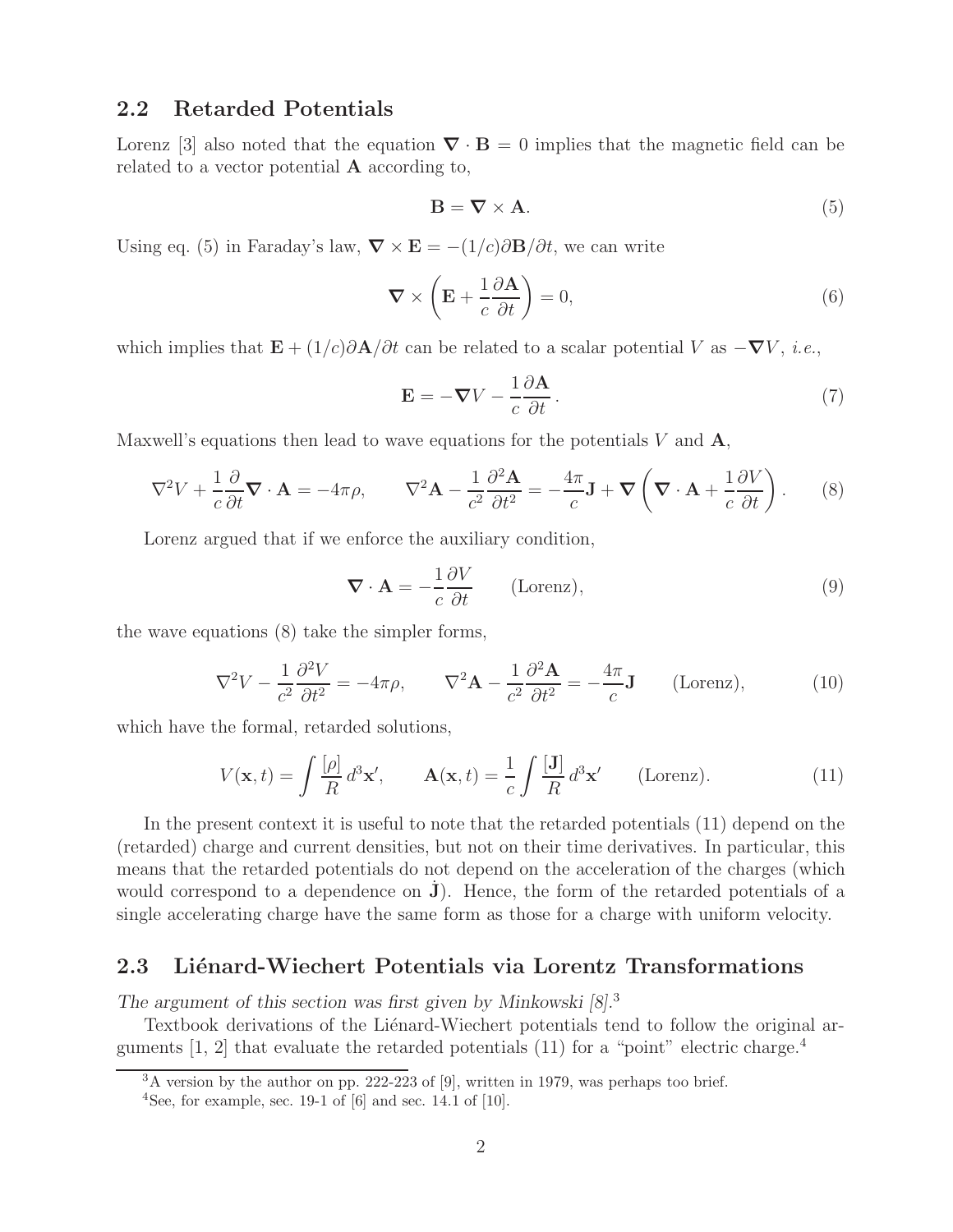## 2.2 Retarded Potentials

Lorenz [3] also noted that the equation $\boldsymbol{\nabla} \cdot \mathbf{B} = 0$ implies that the magnetic field can be related to a vector potential $\mathbf{A}$ according to,

$$\mathbf{B} = \boldsymbol{\nabla} \times \mathbf{A}. \tag{5}$$

Using eq. (5) in Faraday's law, $\boldsymbol{\nabla} \times \mathbf{E} = -(1/c)\partial \mathbf{B}/\partial t$, we can write

$$\boldsymbol{\nabla} \times \left( \mathbf{E} + \frac{1}{c}\frac{\partial \mathbf{A}}{\partial t} \right) = 0, \tag{6}$$

which implies that $\mathbf{E} + (1/c)\partial \mathbf{A}/\partial t$ can be related to a scalar potential $V$ as $-\boldsymbol{\nabla} V$, *i.e.*,

$$\mathbf{E} = -\boldsymbol{\nabla} V - \frac{1}{c}\frac{\partial \mathbf{A}}{\partial t}\,. \tag{7}$$

Maxwell's equations then lead to wave equations for the potentials $V$ and $\mathbf{A}$,

$$\nabla^2 V + \frac{1}{c}\frac{\partial}{\partial t}\boldsymbol{\nabla} \cdot \mathbf{A} = -4\pi\rho, \qquad \nabla^2 \mathbf{A} - \frac{1}{c^2}\frac{\partial^2 \mathbf{A}}{\partial t^2} = -\frac{4\pi}{c}\mathbf{J} + \boldsymbol{\nabla}\left( \boldsymbol{\nabla} \cdot \mathbf{A} + \frac{1}{c}\frac{\partial V}{\partial t} \right). \tag{8}$$

Lorenz argued that if we enforce the auxiliary condition,

$$\boldsymbol{\nabla} \cdot \mathbf{A} = -\frac{1}{c}\frac{\partial V}{\partial t} \qquad \text{(Lorenz)}, \tag{9}$$

the wave equations (8) take the simpler forms,

$$\nabla^2 V - \frac{1}{c^2}\frac{\partial^2 V}{\partial t^2} = -4\pi\rho, \qquad \nabla^2 \mathbf{A} - \frac{1}{c^2}\frac{\partial^2 \mathbf{A}}{\partial t^2} = -\frac{4\pi}{c}\mathbf{J} \qquad \text{(Lorenz)}, \tag{10}$$

which have the formal, retarded solutions,

$$V(\mathbf{x}, t) = \int \frac{[\rho]}{R}\, d^3\mathbf{x}', \qquad \mathbf{A}(\mathbf{x}, t) = \frac{1}{c}\int \frac{[\mathbf{J}]}{R}\, d^3\mathbf{x}' \qquad \text{(Lorenz)}. \tag{11}$$

In the present context it is useful to note that the retarded potentials (11) depend on the (retarded) charge and current densities, but not on their time derivatives. In particular, this means that the retarded potentials do not depend on the acceleration of the charges (which would correspond to a dependence on $\dot{\mathbf{J}}$). Hence, the form of the retarded potentials of a single accelerating charge have the same form as those for a charge with uniform velocity.

## 2.3 Liénard-Wiechert Potentials via Lorentz Transformations

*The argument of this section was first given by Minkowski [8].*[3]

Textbook derivations of the Liénard-Wiechert potentials tend to follow the original arguments [1, 2] that evaluate the retarded potentials (11) for a "point" electric charge.[4]

[3] A version by the author on pp. 222-223 of [9], written in 1979, was perhaps too brief.

[4] See, for example, sec. 19-1 of [6] and sec. 14.1 of [10].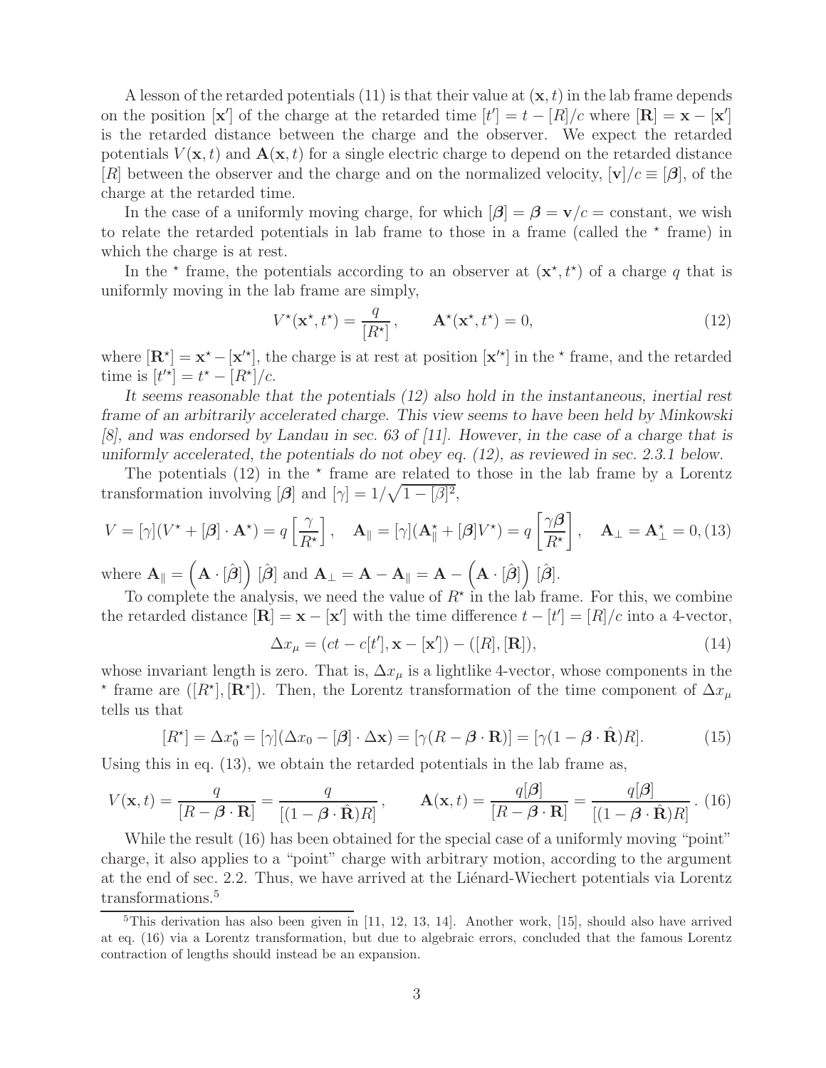A lesson of the retarded potentials (11) is that their value at $(\mathbf{x}, t)$ in the lab frame depends on the position $[\mathbf{x}']$ of the charge at the retarded time $[t'] = t - [R]/c$ where $[\mathbf{R}] = \mathbf{x} - [\mathbf{x}']$ is the retarded distance between the charge and the observer. We expect the retarded potentials $V(\mathbf{x}, t)$ and $\mathbf{A}(\mathbf{x}, t)$ for a single electric charge to depend on the retarded distance $[R]$ between the observer and the charge and on the normalized velocity, $[\mathbf{v}]/c \equiv [\boldsymbol{\beta}]$, of the charge at the retarded time.

In the case of a uniformly moving charge, for which $[\boldsymbol{\beta}] = \boldsymbol{\beta} = \mathbf{v}/c = \text{constant}$, we wish to relate the retarded potentials in lab frame to those in a frame (called the $^\star$ frame) in which the charge is at rest.

In the $^\star$ frame, the potentials according to an observer at $(\mathbf{x}^\star, t^\star)$ of a charge $q$ that is uniformly moving in the lab frame are simply,

$$V^\star(\mathbf{x}^\star, t^\star) = \frac{q}{[R^\star]}, \qquad \mathbf{A}^\star(\mathbf{x}^\star, t^\star) = 0, \tag{12}$$

where $[\mathbf{R}^\star] = \mathbf{x}^\star - [\mathbf{x}'^\star]$, the charge is at rest at position $[\mathbf{x}'^\star]$ in the $^\star$ frame, and the retarded time is $[t'^\star] = t^\star - [R^\star]/c$.

*It seems reasonable that the potentials (12) also hold in the instantaneous, inertial rest frame of an arbitrarily accelerated charge. This view seems to have been held by Minkowski [8], and was endorsed by Landau in sec. 63 of [11]. However, in the case of a charge that is uniformly accelerated, the potentials do not obey eq. (12), as reviewed in sec. 2.3.1 below.*

The potentials (12) in the $^\star$ frame are related to those in the lab frame by a Lorentz transformation involving $[\boldsymbol{\beta}]$ and $[\gamma] = 1/\sqrt{1 - [\beta]^2}$,

$$V = [\gamma](V^\star + [\boldsymbol{\beta}] \cdot \mathbf{A}^\star) = q \left[\frac{\gamma}{R^\star}\right], \quad \mathbf{A}_\parallel = [\gamma](\mathbf{A}^\star_\parallel + [\boldsymbol{\beta}]V^\star) = q \left[\frac{\gamma \boldsymbol{\beta}}{R^\star}\right], \quad \mathbf{A}_\perp = \mathbf{A}^\star_\perp = 0, \tag{13}$$

where $\mathbf{A}_\parallel = \left(\mathbf{A} \cdot [\hat{\boldsymbol{\beta}}]\right) [\hat{\boldsymbol{\beta}}]$ and $\mathbf{A}_\perp = \mathbf{A} - \mathbf{A}_\parallel = \mathbf{A} - \left(\mathbf{A} \cdot [\hat{\boldsymbol{\beta}}]\right) [\hat{\boldsymbol{\beta}}]$.

To complete the analysis, we need the value of $R^\star$ in the lab frame. For this, we combine the retarded distance $[\mathbf{R}] = \mathbf{x} - [\mathbf{x}']$ with the time difference $t - [t'] = [R]/c$ into a 4-vector,

$$\Delta x_\mu = (ct - c[t'], \mathbf{x} - [\mathbf{x}']) - ([R], [\mathbf{R}]), \tag{14}$$

whose invariant length is zero. That is, $\Delta x_\mu$ is a lightlike 4-vector, whose components in the $^\star$ frame are $([R^\star], [\mathbf{R}^\star])$. Then, the Lorentz transformation of the time component of $\Delta x_\mu$ tells us that

$$[R^\star] = \Delta x^\star_0 = [\gamma](\Delta x_0 - [\boldsymbol{\beta}] \cdot \Delta \mathbf{x}) = [\gamma(R - \boldsymbol{\beta} \cdot \mathbf{R})] = [\gamma(1 - \boldsymbol{\beta} \cdot \hat{\mathbf{R}})R]. \tag{15}$$

Using this in eq. (13), we obtain the retarded potentials in the lab frame as,

$$V(\mathbf{x}, t) = \frac{q}{[R - \boldsymbol{\beta} \cdot \mathbf{R}]} = \frac{q}{[(1 - \boldsymbol{\beta} \cdot \hat{\mathbf{R}})R]}, \qquad \mathbf{A}(\mathbf{x}, t) = \frac{q[\boldsymbol{\beta}]}{[R - \boldsymbol{\beta} \cdot \mathbf{R}]} = \frac{q[\boldsymbol{\beta}]}{[(1 - \boldsymbol{\beta} \cdot \hat{\mathbf{R}})R]}. \tag{16}$$

While the result (16) has been obtained for the special case of a uniformly moving "point" charge, it also applies to a "point" charge with arbitrary motion, according to the argument at the end of sec. 2.2. Thus, we have arrived at the Liénard-Wiechert potentials via Lorentz transformations.[5]

[5] This derivation has also been given in [11, 12, 13, 14]. Another work, [15], should also have arrived at eq. (16) via a Lorentz transformation, but due to algebraic errors, concluded that the famous Lorentz contraction of lengths should instead be an expansion.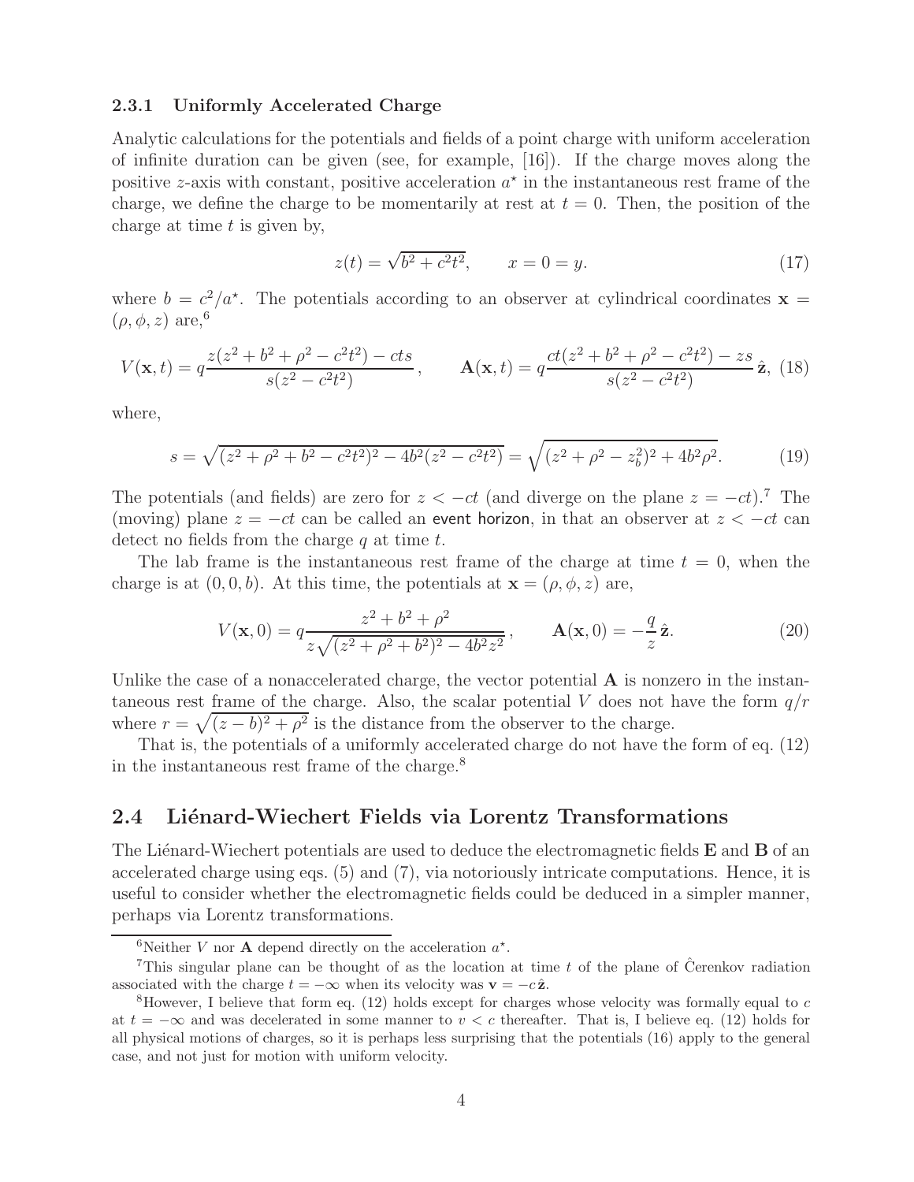### 2.3.1 Uniformly Accelerated Charge

Analytic calculations for the potentials and fields of a point charge with uniform acceleration of infinite duration can be given (see, for example, [16]). If the charge moves along the positive $z$-axis with constant, positive acceleration $a^\star$ in the instantaneous rest frame of the charge, we define the charge to be momentarily at rest at $t = 0$. Then, the position of the charge at time $t$ is given by,

$$z(t) = \sqrt{b^2 + c^2 t^2}, \qquad x = 0 = y. \tag{17}$$

where $b = c^2/a^\star$. The potentials according to an observer at cylindrical coordinates $\mathbf{x} = (\rho, \phi, z)$ are,[6]

$$V(\mathbf{x}, t) = q \frac{z(z^2 + b^2 + \rho^2 - c^2 t^2) - cts}{s(z^2 - c^2 t^2)}, \qquad \mathbf{A}(\mathbf{x}, t) = q \frac{ct(z^2 + b^2 + \rho^2 - c^2 t^2) - zs}{s(z^2 - c^2 t^2)} \,\hat{\mathbf{z}}, \tag{18}$$

where,

$$s = \sqrt{(z^2 + \rho^2 + b^2 - c^2 t^2)^2 - 4b^2(z^2 - c^2 t^2)} = \sqrt{(z^2 + \rho^2 - z_b^2)^2 + 4b^2 \rho^2}. \tag{19}$$

The potentials (and fields) are zero for $z < -ct$ (and diverge on the plane $z = -ct$).[7] The (moving) plane $z = -ct$ can be called an event horizon, in that an observer at $z < -ct$ can detect no fields from the charge $q$ at time $t$.

The lab frame is the instantaneous rest frame of the charge at time $t = 0$, when the charge is at $(0, 0, b)$. At this time, the potentials at $\mathbf{x} = (\rho, \phi, z)$ are,

$$V(\mathbf{x}, 0) = q \frac{z^2 + b^2 + \rho^2}{z\sqrt{(z^2 + \rho^2 + b^2)^2 - 4b^2 z^2}}, \qquad \mathbf{A}(\mathbf{x}, 0) = -\frac{q}{z}\,\hat{\mathbf{z}}. \tag{20}$$

Unlike the case of a nonaccelerated charge, the vector potential $\mathbf{A}$ is nonzero in the instantaneous rest frame of the charge. Also, the scalar potential $V$ does not have the form $q/r$ where $r = \sqrt{(z - b)^2 + \rho^2}$ is the distance from the observer to the charge.

That is, the potentials of a uniformly accelerated charge do not have the form of eq. (12) in the instantaneous rest frame of the charge.[8]

## 2.4 Liénard-Wiechert Fields via Lorentz Transformations

The Liénard-Wiechert potentials are used to deduce the electromagnetic fields $\mathbf{E}$ and $\mathbf{B}$ of an accelerated charge using eqs. (5) and (7), via notoriously intricate computations. Hence, it is useful to consider whether the electromagnetic fields could be deduced in a simpler manner, perhaps via Lorentz transformations.

---

[6] Neither $V$ nor $\mathbf{A}$ depend directly on the acceleration $a^\star$.

[7] This singular plane can be thought of as the location at time $t$ of the plane of Čerenkov radiation associated with the charge $t = -\infty$ when its velocity was $\mathbf{v} = -c\,\hat{\mathbf{z}}$.

[8] However, I believe that form eq. (12) holds except for charges whose velocity was formally equal to $c$ at $t = -\infty$ and was decelerated in some manner to $v < c$ thereafter. That is, I believe eq. (12) holds for all physical motions of charges, so it is perhaps less surprising that the potentials (16) apply to the general case, and not just for motion with uniform velocity.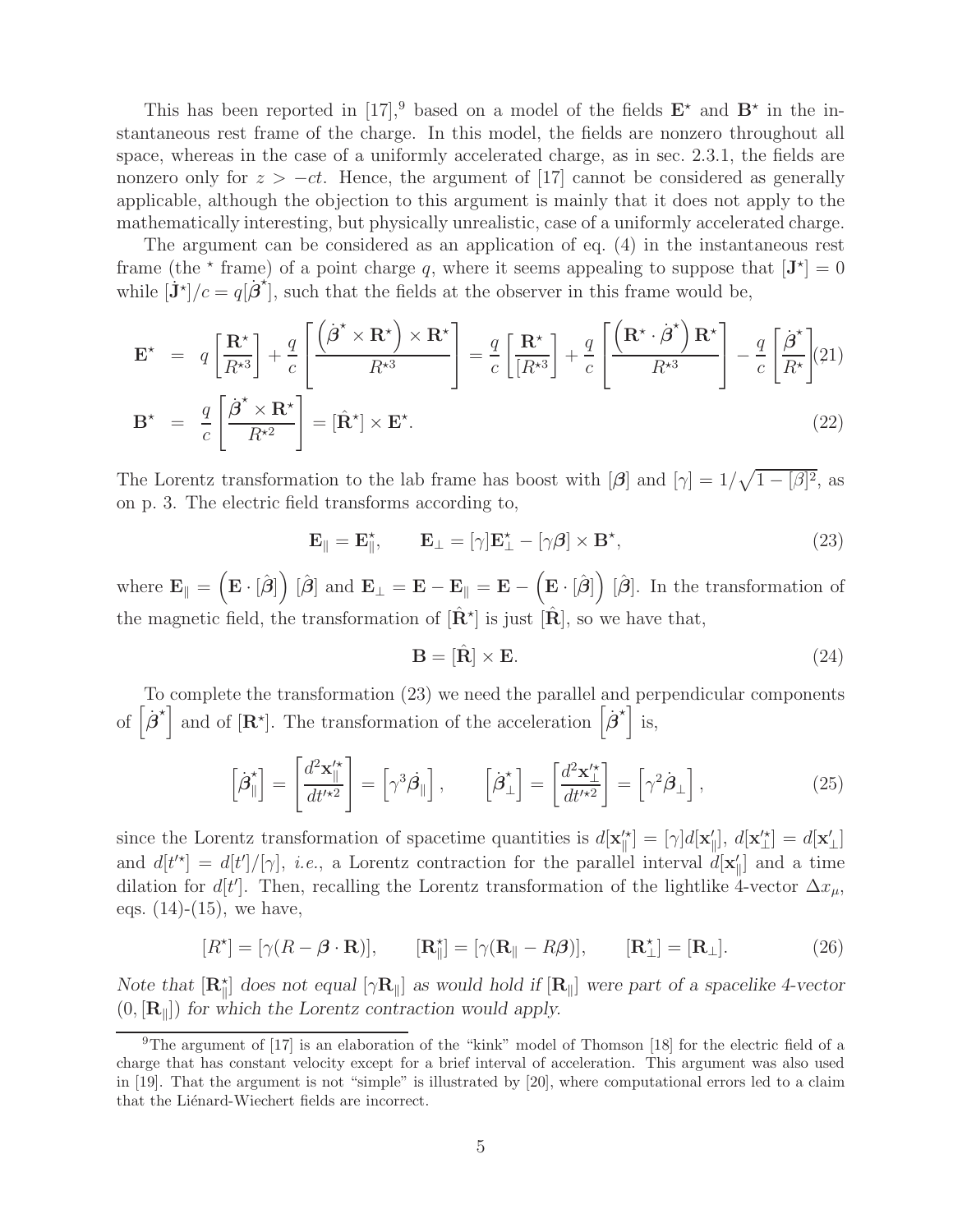This has been reported in [17],[9] based on a model of the fields $\mathbf{E}^\star$ and $\mathbf{B}^\star$ in the instantaneous rest frame of the charge. In this model, the fields are nonzero throughout all space, whereas in the case of a uniformly accelerated charge, as in sec. 2.3.1, the fields are nonzero only for $z > -ct$. Hence, the argument of [17] cannot be considered as generally applicable, although the objection to this argument is mainly that it does not apply to the mathematically interesting, but physically unrealistic, case of a uniformly accelerated charge.

The argument can be considered as an application of eq. (4) in the instantaneous rest frame (the $^\star$ frame) of a point charge $q$, where it seems appealing to suppose that $[\mathbf{J}^\star] = 0$ while $[\dot{\mathbf{J}}^\star]/c = q[\dot{\boldsymbol{\beta}}^\star]$, such that the fields at the observer in this frame would be,

$$\mathbf{E}^\star = q\left[\frac{\mathbf{R}^\star}{R^{\star 3}}\right] + \frac{q}{c}\left[\frac{\left(\dot{\boldsymbol{\beta}}^\star \times \mathbf{R}^\star\right)\times \mathbf{R}^\star}{R^{\star 3}}\right] = \frac{q}{c}\left[\frac{\mathbf{R}^\star}{[R^{\star 3}]}\right] + \frac{q}{c}\left[\frac{\left(\mathbf{R}^\star \cdot \dot{\boldsymbol{\beta}}^\star\right)\mathbf{R}^\star}{R^{\star 3}}\right] - \frac{q}{c}\left[\frac{\dot{\boldsymbol{\beta}}^\star}{R^\star}\right] \tag{21}$$

$$\mathbf{B}^\star = \frac{q}{c}\left[\frac{\dot{\boldsymbol{\beta}}^\star \times \mathbf{R}^\star}{R^{\star 2}}\right] = [\hat{\mathbf{R}}^\star] \times \mathbf{E}^\star. \tag{22}$$

The Lorentz transformation to the lab frame has boost with $[\boldsymbol{\beta}]$ and $[\gamma] = 1/\sqrt{1-[\beta]^2}$, as on p. 3. The electric field transforms according to,

$$\mathbf{E}_\parallel = \mathbf{E}^\star_\parallel, \qquad \mathbf{E}_\perp = [\gamma]\mathbf{E}^\star_\perp - [\gamma\boldsymbol{\beta}] \times \mathbf{B}^\star, \tag{23}$$

where $\mathbf{E}_\parallel = \left(\mathbf{E}\cdot[\hat{\boldsymbol{\beta}}]\right)[\hat{\boldsymbol{\beta}}]$ and $\mathbf{E}_\perp = \mathbf{E} - \mathbf{E}_\parallel = \mathbf{E} - \left(\mathbf{E}\cdot[\hat{\boldsymbol{\beta}}]\right)[\hat{\boldsymbol{\beta}}]$. In the transformation of the magnetic field, the transformation of $[\hat{\mathbf{R}}^\star]$ is just $[\hat{\mathbf{R}}]$, so we have that,

$$\mathbf{B} = [\hat{\mathbf{R}}] \times \mathbf{E}. \tag{24}$$

To complete the transformation (23) we need the parallel and perpendicular components of $\left[\dot{\boldsymbol{\beta}}^\star\right]$ and of $[\mathbf{R}^\star]$. The transformation of the acceleration $\left[\dot{\boldsymbol{\beta}}^\star\right]$ is,

$$\left[\dot{\boldsymbol{\beta}}^\star_\parallel\right] = \left[\frac{d^2\mathbf{x}'^\star_\parallel}{dt'^{\star 2}}\right] = \left[\gamma^3\dot{\boldsymbol{\beta}}_\parallel\right], \qquad \left[\dot{\boldsymbol{\beta}}^\star_\perp\right] = \left[\frac{d^2\mathbf{x}'^\star_\perp}{dt'^{\star 2}}\right] = \left[\gamma^2\dot{\boldsymbol{\beta}}_\perp\right], \tag{25}$$

since the Lorentz transformation of spacetime quantities is $d[\mathbf{x}'^\star_\parallel] = [\gamma]d[\mathbf{x}'_\parallel]$, $d[\mathbf{x}'^\star_\perp] = d[\mathbf{x}'_\perp]$ and $d[t'^\star] = d[t']/[\gamma]$, *i.e.*, a Lorentz contraction for the parallel interval $d[\mathbf{x}'_\parallel]$ and a time dilation for $d[t']$. Then, recalling the Lorentz transformation of the lightlike 4-vector $\Delta x_\mu$, eqs. (14)-(15), we have,

$$[R^\star] = [\gamma(R - \boldsymbol{\beta}\cdot\mathbf{R})], \qquad [\mathbf{R}^\star_\parallel] = [\gamma(\mathbf{R}_\parallel - R\boldsymbol{\beta})], \qquad [\mathbf{R}^\star_\perp] = [\mathbf{R}_\perp]. \tag{26}$$

*Note that $[\mathbf{R}^\star_\parallel]$ does not equal $[\gamma\mathbf{R}_\parallel]$ as would hold if $[\mathbf{R}_\parallel]$ were part of a spacelike 4-vector $(0, [\mathbf{R}_\parallel])$ for which the Lorentz contraction would apply.*

---

[9] The argument of [17] is an elaboration of the "kink" model of Thomson [18] for the electric field of a charge that has constant velocity except for a brief interval of acceleration. This argument was also used in [19]. That the argument is not "simple" is illustrated by [20], where computational errors led to a claim that the Liénard-Wiechert fields are incorrect.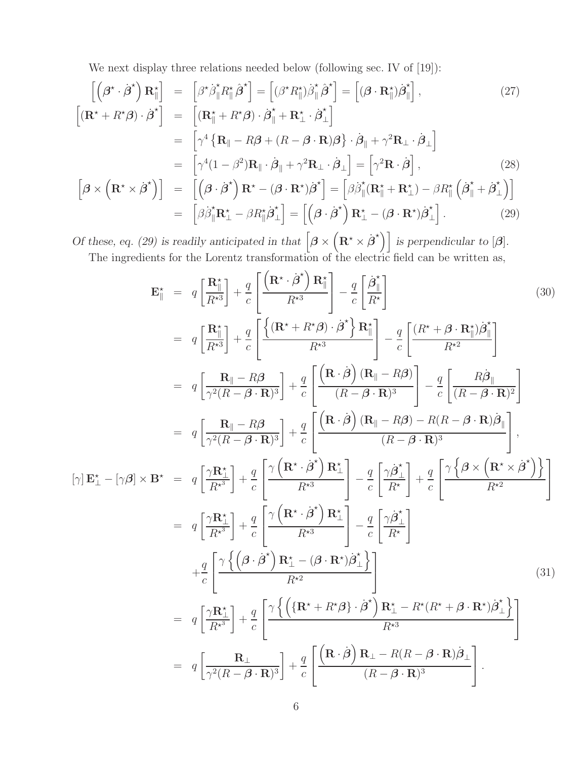We next display three relations needed below (following sec. IV of [19]):

$$
\begin{aligned}
\left[\left(\boldsymbol{\beta}^\star \cdot \dot{\boldsymbol{\beta}}^\star\right)\mathbf{R}_\parallel^\star\right] &= \left[\beta^\star \dot{\beta}_\parallel^\star R_\parallel^\star \hat{\boldsymbol{\beta}}^\star\right] = \left[(\beta^\star R_\parallel^\star)\dot{\beta}_\parallel^\star \hat{\boldsymbol{\beta}}^\star\right] = \left[(\boldsymbol{\beta}\cdot \mathbf{R}_\parallel^\star)\dot{\boldsymbol{\beta}}_\parallel^\star\right], \qquad (27)\\
\left[(\mathbf{R}^\star + R^\star \boldsymbol{\beta})\cdot \dot{\boldsymbol{\beta}}^\star\right] &= \left[(\mathbf{R}_\parallel^\star + R^\star\boldsymbol{\beta})\cdot \dot{\boldsymbol{\beta}}_\parallel^\star + \mathbf{R}_\perp^\star \cdot \dot{\boldsymbol{\beta}}_\perp^\star\right]\\
&= \left[\gamma^4\left\{\mathbf{R}_\parallel - R\boldsymbol{\beta} + (R - \boldsymbol{\beta}\cdot\mathbf{R})\boldsymbol{\beta}\right\}\cdot \dot{\boldsymbol{\beta}}_\parallel + \gamma^2 \mathbf{R}_\perp \cdot \dot{\boldsymbol{\beta}}_\perp\right]\\
&= \left[\gamma^4(1-\beta^2)\mathbf{R}_\parallel\cdot\dot{\boldsymbol{\beta}}_\parallel + \gamma^2\mathbf{R}_\perp\cdot\dot{\boldsymbol{\beta}}_\perp\right] = \left[\gamma^2 \mathbf{R}\cdot\dot{\boldsymbol{\beta}}\right], \qquad (28)\\
\left[\boldsymbol{\beta}\times\left(\mathbf{R}^\star\times\dot{\boldsymbol{\beta}}^\star\right)\right] &= \left[\left(\boldsymbol{\beta}\cdot\dot{\boldsymbol{\beta}}^\star\right)\mathbf{R}^\star - (\boldsymbol{\beta}\cdot\mathbf{R}^\star)\dot{\boldsymbol{\beta}}^\star\right] = \left[\beta\dot{\beta}_\parallel^\star(\mathbf{R}_\parallel^\star + \mathbf{R}_\perp^\star) - \beta R_\parallel^\star\left(\dot{\boldsymbol{\beta}}_\parallel^\star + \dot{\boldsymbol{\beta}}_\perp^\star\right)\right]\\
&= \left[\beta\dot{\beta}_\parallel^\star \mathbf{R}_\perp^\star - \beta R_\parallel^\star \dot{\boldsymbol{\beta}}_\perp^\star\right] = \left[\left(\boldsymbol{\beta}\cdot\dot{\boldsymbol{\beta}}^\star\right)\mathbf{R}_\perp^\star - (\boldsymbol{\beta}\cdot\mathbf{R}^\star)\dot{\boldsymbol{\beta}}_\perp^\star\right]. \qquad (29)
\end{aligned}
$$

*Of these, eq. (29) is readily anticipated in that* $\left[\boldsymbol{\beta}\times\left(\mathbf{R}^\star\times\dot{\boldsymbol{\beta}}^\star\right)\right]$ *is perpendicular to* $[\boldsymbol{\beta}]$.

The ingredients for the Lorentz transformation of the electric field can be written as,

$$
\begin{aligned}
\mathbf{E}_\parallel^\star &= q\left[\frac{\mathbf{R}_\parallel^\star}{R^{\star 3}}\right] + \frac{q}{c}\left[\frac{\left(\mathbf{R}^\star\cdot\dot{\boldsymbol{\beta}}^\star\right)\mathbf{R}_\parallel^\star}{R^{\star 3}}\right] - \frac{q}{c}\left[\frac{\dot{\boldsymbol{\beta}}_\parallel^\star}{R^\star}\right] \qquad (30)\\
&= q\left[\frac{\mathbf{R}_\parallel^\star}{R^{\star 3}}\right] + \frac{q}{c}\left[\frac{\left\{(\mathbf{R}^\star + R^\star\boldsymbol{\beta})\cdot\dot{\boldsymbol{\beta}}^\star\right\}\mathbf{R}_\parallel^\star}{R^{\star 3}}\right] - \frac{q}{c}\left[\frac{(R^\star + \boldsymbol{\beta}\cdot\mathbf{R}_\parallel^\star)\dot{\boldsymbol{\beta}}_\parallel^\star}{R^{\star 2}}\right]\\
&= q\left[\frac{\mathbf{R}_\parallel - R\boldsymbol{\beta}}{\gamma^2(R-\boldsymbol{\beta}\cdot\mathbf{R})^3}\right] + \frac{q}{c}\left[\frac{\left(\mathbf{R}\cdot\dot{\boldsymbol{\beta}}\right)(\mathbf{R}_\parallel - R\boldsymbol{\beta})}{(R-\boldsymbol{\beta}\cdot\mathbf{R})^3}\right] - \frac{q}{c}\left[\frac{R\dot{\boldsymbol{\beta}}_\parallel}{(R-\boldsymbol{\beta}\cdot\mathbf{R})^2}\right]\\
&= q\left[\frac{\mathbf{R}_\parallel - R\boldsymbol{\beta}}{\gamma^2(R-\boldsymbol{\beta}\cdot\mathbf{R})^3}\right] + \frac{q}{c}\left[\frac{\left(\mathbf{R}\cdot\dot{\boldsymbol{\beta}}\right)(\mathbf{R}_\parallel - R\boldsymbol{\beta}) - R(R-\boldsymbol{\beta}\cdot\mathbf{R})\dot{\boldsymbol{\beta}}_\parallel}{(R-\boldsymbol{\beta}\cdot\mathbf{R})^3}\right],\\
[\gamma]\,\mathbf{E}_\perp^\star - [\gamma\boldsymbol{\beta}]\times\mathbf{B}^\star &= q\left[\frac{\gamma\mathbf{R}_\perp^\star}{R^{\star 3}}\right] + \frac{q}{c}\left[\frac{\gamma\left(\mathbf{R}^\star\cdot\dot{\boldsymbol{\beta}}^\star\right)\mathbf{R}_\perp^\star}{R^{\star 3}}\right] - \frac{q}{c}\left[\frac{\gamma\dot{\boldsymbol{\beta}}_\perp^\star}{R^\star}\right] + \frac{q}{c}\left[\frac{\gamma\left\{\boldsymbol{\beta}\times\left(\mathbf{R}^\star\times\dot{\boldsymbol{\beta}}^\star\right)\right\}}{R^{\star 2}}\right]\\
&= q\left[\frac{\gamma\mathbf{R}_\perp^\star}{R^{\star 3}}\right] + \frac{q}{c}\left[\frac{\gamma\left(\mathbf{R}^\star\cdot\dot{\boldsymbol{\beta}}^\star\right)\mathbf{R}_\perp^\star}{R^{\star 3}}\right] - \frac{q}{c}\left[\frac{\gamma\dot{\boldsymbol{\beta}}_\perp^\star}{R^\star}\right]\\
&\quad + \frac{q}{c}\left[\frac{\gamma\left\{\left(\boldsymbol{\beta}\cdot\dot{\boldsymbol{\beta}}^\star\right)\mathbf{R}_\perp^\star - (\boldsymbol{\beta}\cdot\mathbf{R}^\star)\dot{\boldsymbol{\beta}}_\perp^\star\right\}}{R^{\star 2}}\right] \qquad (31)\\
&= q\left[\frac{\gamma\mathbf{R}_\perp^\star}{R^{\star 3}}\right] + \frac{q}{c}\left[\frac{\gamma\left\{\left(\{\mathbf{R}^\star + R^\star\boldsymbol{\beta}\}\cdot\dot{\boldsymbol{\beta}}^\star\right)\mathbf{R}_\perp^\star - R^\star(R^\star + \boldsymbol{\beta}\cdot\mathbf{R}^\star)\dot{\boldsymbol{\beta}}_\perp^\star\right\}}{R^{\star 3}}\right]\\
&= q\left[\frac{\mathbf{R}_\perp}{\gamma^2(R-\boldsymbol{\beta}\cdot\mathbf{R})^3}\right] + \frac{q}{c}\left[\frac{\left(\mathbf{R}\cdot\dot{\boldsymbol{\beta}}\right)\mathbf{R}_\perp - R(R-\boldsymbol{\beta}\cdot\mathbf{R})\dot{\boldsymbol{\beta}}_\perp}{(R-\boldsymbol{\beta}\cdot\mathbf{R})^3}\right].
\end{aligned}
$$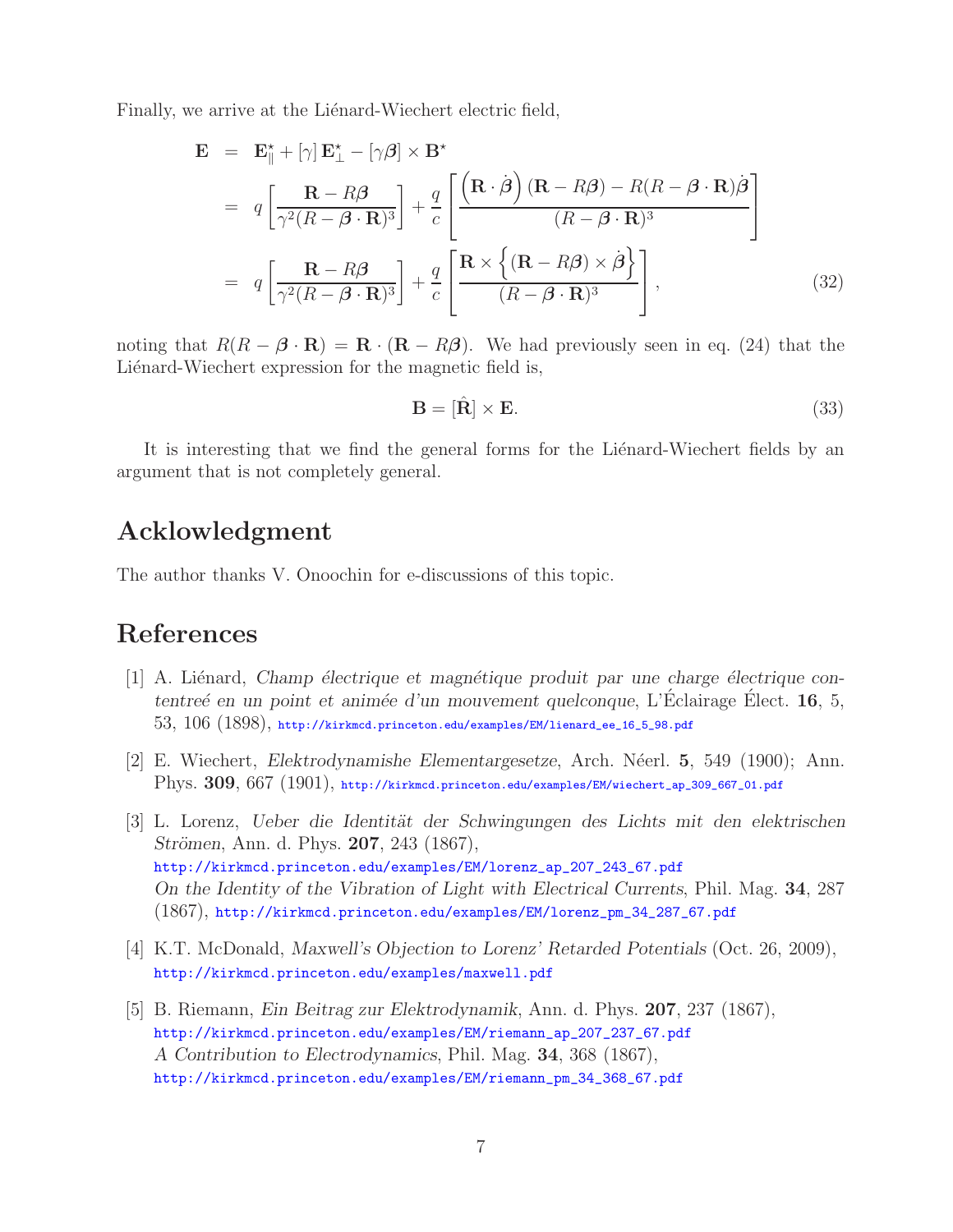Finally, we arrive at the Liénard-Wiechert electric field,

$$
\begin{aligned}
\mathbf{E} &= \mathbf{E}^\star_\parallel + [\gamma]\,\mathbf{E}^\star_\perp - [\gamma\boldsymbol{\beta}] \times \mathbf{B}^\star \\
&= q\left[\frac{\mathbf{R} - R\boldsymbol{\beta}}{\gamma^2(R - \boldsymbol{\beta}\cdot\mathbf{R})^3}\right] + \frac{q}{c}\left[\frac{\left(\mathbf{R}\cdot\dot{\boldsymbol{\beta}}\right)(\mathbf{R} - R\boldsymbol{\beta}) - R(R - \boldsymbol{\beta}\cdot\mathbf{R})\dot{\boldsymbol{\beta}}}{(R - \boldsymbol{\beta}\cdot\mathbf{R})^3}\right] \\
&= q\left[\frac{\mathbf{R} - R\boldsymbol{\beta}}{\gamma^2(R - \boldsymbol{\beta}\cdot\mathbf{R})^3}\right] + \frac{q}{c}\left[\frac{\mathbf{R}\times\left\{(\mathbf{R} - R\boldsymbol{\beta})\times\dot{\boldsymbol{\beta}}\right\}}{(R - \boldsymbol{\beta}\cdot\mathbf{R})^3}\right], \qquad (32)
\end{aligned}
$$

noting that $R(R - \boldsymbol{\beta}\cdot\mathbf{R}) = \mathbf{R}\cdot(\mathbf{R} - R\boldsymbol{\beta})$. We had previously seen in eq. (24) that the Liénard-Wiechert expression for the magnetic field is,

$$
\mathbf{B} = [\hat{\mathbf{R}}] \times \mathbf{E}. \qquad (33)
$$

It is interesting that we find the general forms for the Liénard-Wiechert fields by an argument that is not completely general.

## Acklowledgment

The author thanks V. Onoochin for e-discussions of this topic.

## References

[1] A. Liénard, *Champ électrique et magnétique produit par une charge électrique contentreé en un point et animée d'un mouvement quelconque*, L'Éclairage Élect. **16**, 5, 53, 106 (1898), http://kirkmcd.princeton.edu/examples/EM/lienard_ee_16_5_98.pdf

[2] E. Wiechert, *Elektrodynamishe Elementargesetze*, Arch. Néerl. **5**, 549 (1900); Ann. Phys. **309**, 667 (1901), http://kirkmcd.princeton.edu/examples/EM/wiechert_ap_309_667_01.pdf

[3] L. Lorenz, *Ueber die Identität der Schwingungen des Lichts mit den elektrischen Strömen*, Ann. d. Phys. **207**, 243 (1867), http://kirkmcd.princeton.edu/examples/EM/lorenz_ap_207_243_67.pdf
*On the Identity of the Vibration of Light with Electrical Currents*, Phil. Mag. **34**, 287 (1867), http://kirkmcd.princeton.edu/examples/EM/lorenz_pm_34_287_67.pdf

[4] K.T. McDonald, *Maxwell's Objection to Lorenz' Retarded Potentials* (Oct. 26, 2009), http://kirkmcd.princeton.edu/examples/maxwell.pdf

[5] B. Riemann, *Ein Beitrag zur Elektrodynamik*, Ann. d. Phys. **207**, 237 (1867), http://kirkmcd.princeton.edu/examples/EM/riemann_ap_207_237_67.pdf
*A Contribution to Electrodynamics*, Phil. Mag. **34**, 368 (1867), http://kirkmcd.princeton.edu/examples/EM/riemann_pm_34_368_67.pdf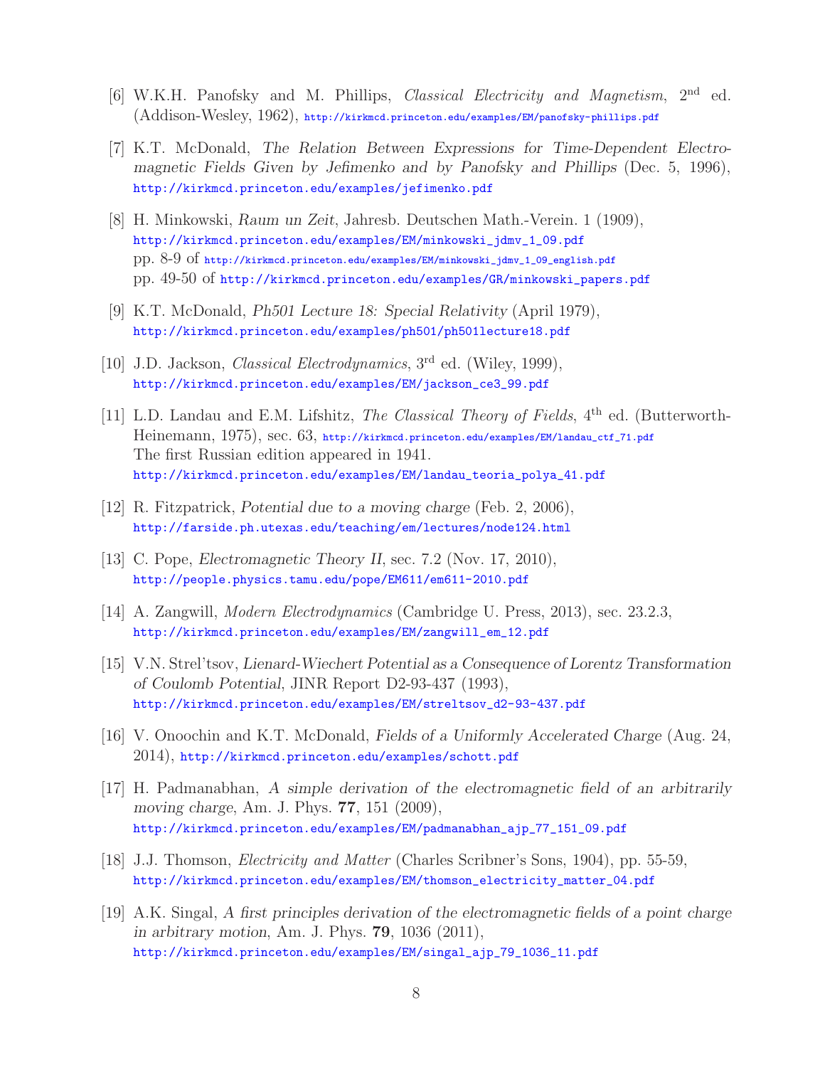[6] W.K.H. Panofsky and M. Phillips, *Classical Electricity and Magnetism*, 2nd ed. (Addison-Wesley, 1962), http://kirkmcd.princeton.edu/examples/EM/panofsky-phillips.pdf

[7] K.T. McDonald, *The Relation Between Expressions for Time-Dependent Electromagnetic Fields Given by Jefimenko and by Panofsky and Phillips* (Dec. 5, 1996), http://kirkmcd.princeton.edu/examples/jefimenko.pdf

[8] H. Minkowski, *Raum un Zeit*, Jahresb. Deutschen Math.-Verein. 1 (1909),
http://kirkmcd.princeton.edu/examples/EM/minkowski_jdmv_1_09.pdf
pp. 8-9 of http://kirkmcd.princeton.edu/examples/EM/minkowski_jdmv_1_09_english.pdf
pp. 49-50 of http://kirkmcd.princeton.edu/examples/GR/minkowski_papers.pdf

[9] K.T. McDonald, *Ph501 Lecture 18: Special Relativity* (April 1979),
http://kirkmcd.princeton.edu/examples/ph501/ph501lecture18.pdf

[10] J.D. Jackson, *Classical Electrodynamics*, 3rd ed. (Wiley, 1999),
http://kirkmcd.princeton.edu/examples/EM/jackson_ce3_99.pdf

[11] L.D. Landau and E.M. Lifshitz, *The Classical Theory of Fields*, 4th ed. (Butterworth-Heinemann, 1975), sec. 63, http://kirkmcd.princeton.edu/examples/EM/landau_ctf_71.pdf
The first Russian edition appeared in 1941.
http://kirkmcd.princeton.edu/examples/EM/landau_teoria_polya_41.pdf

[12] R. Fitzpatrick, *Potential due to a moving charge* (Feb. 2, 2006),
http://farside.ph.utexas.edu/teaching/em/lectures/node124.html

[13] C. Pope, *Electromagnetic Theory II*, sec. 7.2 (Nov. 17, 2010),
http://people.physics.tamu.edu/pope/EM611/em611-2010.pdf

[14] A. Zangwill, *Modern Electrodynamics* (Cambridge U. Press, 2013), sec. 23.2.3,
http://kirkmcd.princeton.edu/examples/EM/zangwill_em_12.pdf

[15] V.N. Strel'tsov, *Lienard-Wiechert Potential as a Consequence of Lorentz Transformation of Coulomb Potential*, JINR Report D2-93-437 (1993),
http://kirkmcd.princeton.edu/examples/EM/streltsov_d2-93-437.pdf

[16] V. Onoochin and K.T. McDonald, *Fields of a Uniformly Accelerated Charge* (Aug. 24, 2014), http://kirkmcd.princeton.edu/examples/schott.pdf

[17] H. Padmanabhan, *A simple derivation of the electromagnetic field of an arbitrarily moving charge*, Am. J. Phys. **77**, 151 (2009),
http://kirkmcd.princeton.edu/examples/EM/padmanabhan_ajp_77_151_09.pdf

[18] J.J. Thomson, *Electricity and Matter* (Charles Scribner's Sons, 1904), pp. 55-59,
http://kirkmcd.princeton.edu/examples/EM/thomson_electricity_matter_04.pdf

[19] A.K. Singal, *A first principles derivation of the electromagnetic fields of a point charge in arbitrary motion*, Am. J. Phys. **79**, 1036 (2011),
http://kirkmcd.princeton.edu/examples/EM/singal_ajp_79_1036_11.pdf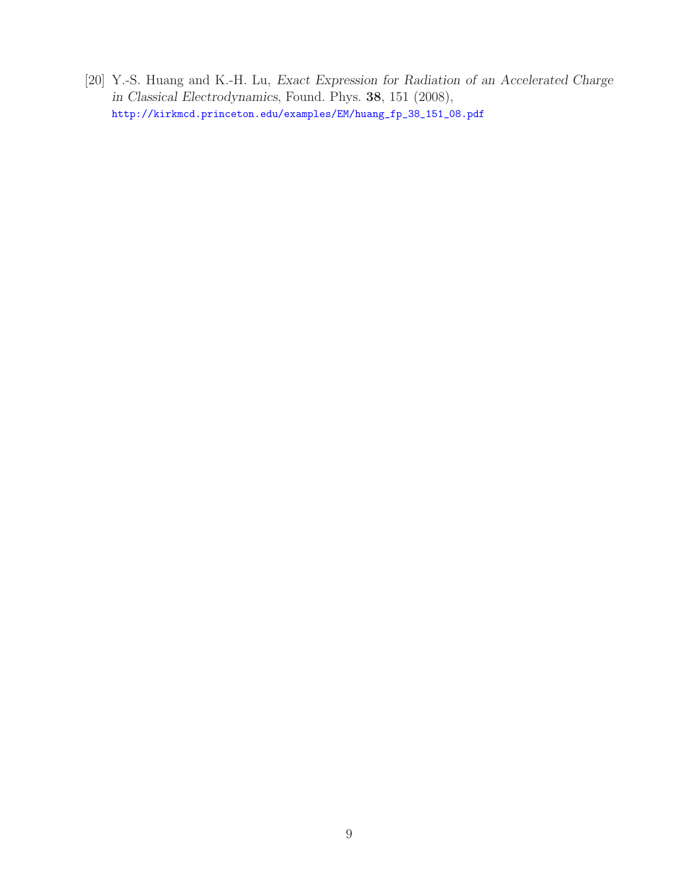[20] Y.-S. Huang and K.-H. Lu, *Exact Expression for Radiation of an Accelerated Charge in Classical Electrodynamics*, Found. Phys. **38**, 151 (2008), http://kirkmcd.princeton.edu/examples/EM/huang_fp_38_151_08.pdf